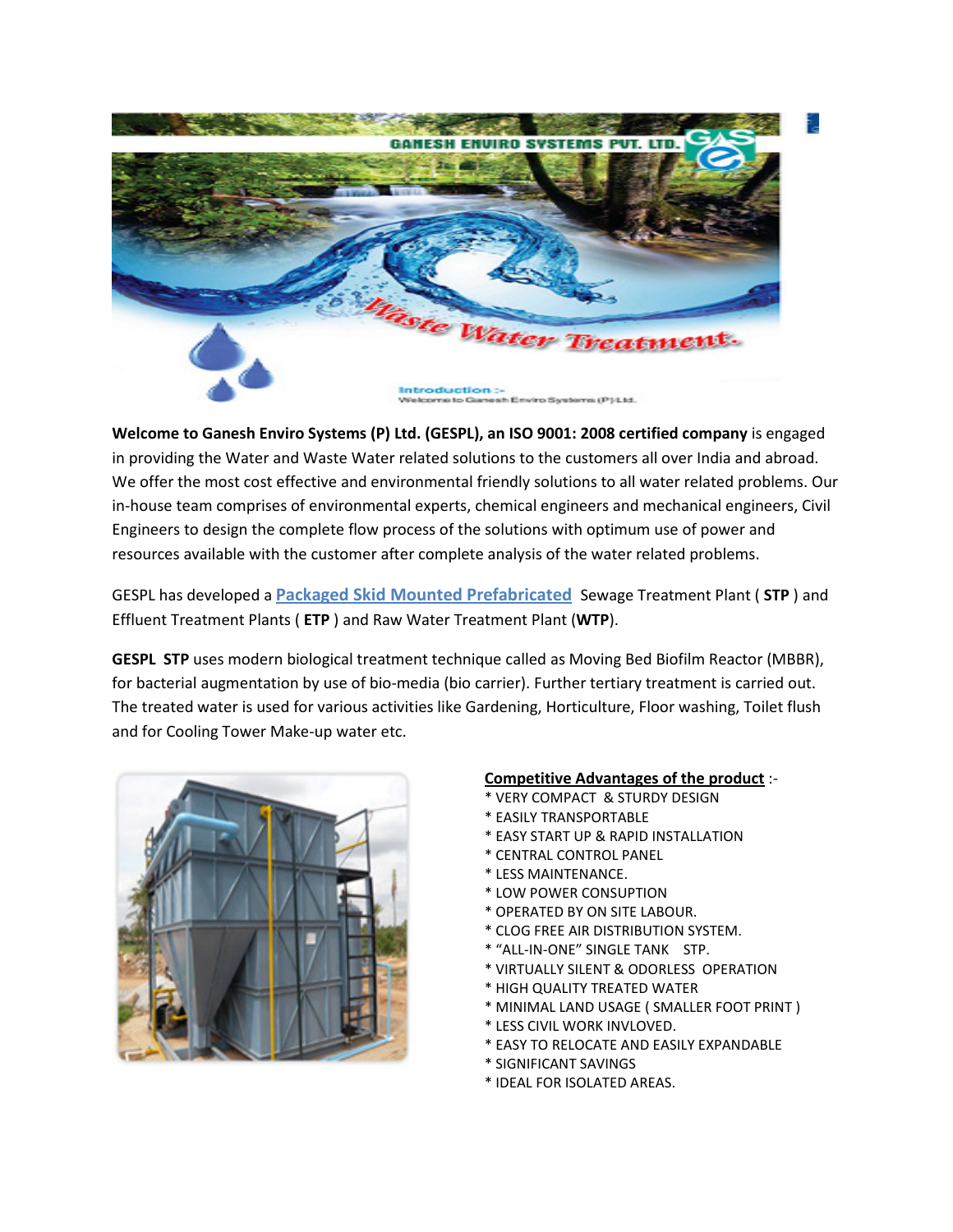GANESH ENVIRO SYSTEMS PVT. LTD.

Waste Water Treatment.

Introduction :-
Welcome to Ganesh Enviro Systems (P) Ltd.

**Welcome to Ganesh Enviro Systems (P) Ltd. (GESPL), an ISO 9001: 2008 certified company** is engaged in providing the Water and Waste Water related solutions to the customers all over India and abroad. We offer the most cost effective and environmental friendly solutions to all water related problems. Our in-house team comprises of environmental experts, chemical engineers and mechanical engineers, Civil Engineers to design the complete flow process of the solutions with optimum use of power and resources available with the customer after complete analysis of the water related problems.

GESPL has developed a **Packaged Skid Mounted Prefabricated** Sewage Treatment Plant ( **STP** ) and Effluent Treatment Plants ( **ETP** ) and Raw Water Treatment Plant (**WTP**).

**GESPL STP** uses modern biological treatment technique called as Moving Bed Biofilm Reactor (MBBR), for bacterial augmentation by use of bio-media (bio carrier). Further tertiary treatment is carried out. The treated water is used for various activities like Gardening, Horticulture, Floor washing, Toilet flush and for Cooling Tower Make-up water etc.

**Competitive Advantages of the product** :-

* VERY COMPACT & STURDY DESIGN
* EASILY TRANSPORTABLE
* EASY START UP & RAPID INSTALLATION
* CENTRAL CONTROL PANEL
* LESS MAINTENANCE.
* LOW POWER CONSUPTION
* OPERATED BY ON SITE LABOUR.
* CLOG FREE AIR DISTRIBUTION SYSTEM.
* "ALL-IN-ONE" SINGLE TANK STP.
* VIRTUALLY SILENT & ODORLESS OPERATION
* HIGH QUALITY TREATED WATER
* MINIMAL LAND USAGE ( SMALLER FOOT PRINT )
* LESS CIVIL WORK INVLOVED.
* EASY TO RELOCATE AND EASILY EXPANDABLE
* SIGNIFICANT SAVINGS
* IDEAL FOR ISOLATED AREAS.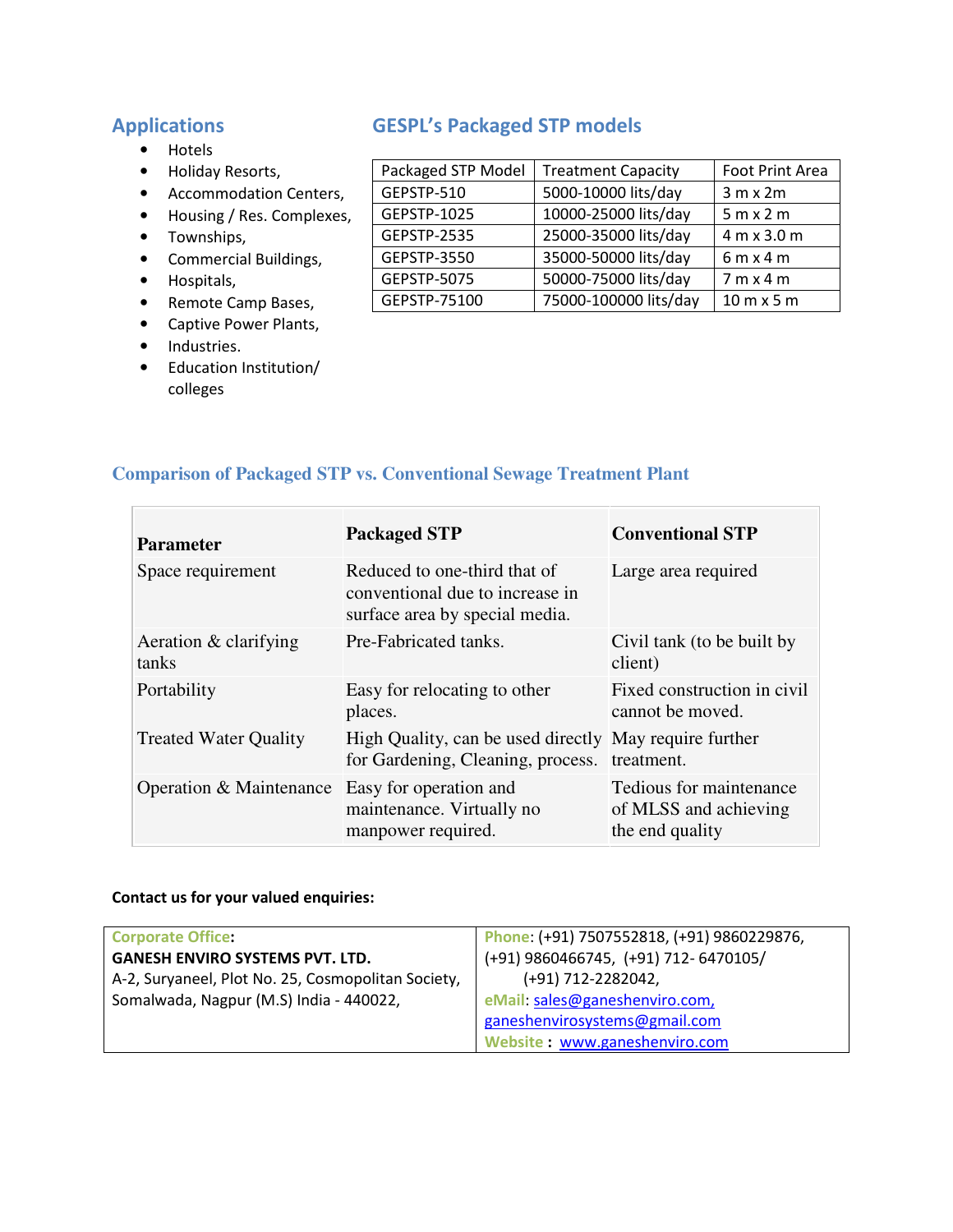## Applications

- Hotels
- Holiday Resorts,
- Accommodation Centers,
- Housing / Res. Complexes,
- Townships,
- Commercial Buildings,
- Hospitals,
- Remote Camp Bases,
- Captive Power Plants,
- Industries.
- Education Institution/ colleges

## GESPL's Packaged STP models

| Packaged STP Model | Treatment Capacity | Foot Print Area |
|---|---|---|
| GEPSTP-510 | 5000-10000 lits/day | 3 m x 2m |
| GEPSTP-1025 | 10000-25000 lits/day | 5 m x 2 m |
| GEPSTP-2535 | 25000-35000 lits/day | 4 m x 3.0 m |
| GEPSTP-3550 | 35000-50000 lits/day | 6 m x 4 m |
| GEPSTP-5075 | 50000-75000 lits/day | 7 m x 4 m |
| GEPSTP-75100 | 75000-100000 lits/day | 10 m x 5 m |

## Comparison of Packaged STP vs. Conventional Sewage Treatment Plant

| Parameter | Packaged STP | Conventional STP |
|---|---|---|
| Space requirement | Reduced to one-third that of conventional due to increase in surface area by special media. | Large area required |
| Aeration & clarifying tanks | Pre-Fabricated tanks. | Civil tank (to be built by client) |
| Portability | Easy for relocating to other places. | Fixed construction in civil cannot be moved. |
| Treated Water Quality | High Quality, can be used directly for Gardening, Cleaning, process. | May require further treatment. |
| Operation & Maintenance | Easy for operation and maintenance. Virtually no manpower required. | Tedious for maintenance of MLSS and achieving the end quality |

**Contact us for your valued enquiries:**

| | |
|---|---|
| Corporate Office:<br>**GANESH ENVIRO SYSTEMS PVT. LTD.**<br>A-2, Suryaneel, Plot No. 25, Cosmopolitan Society, Somalwada, Nagpur (M.S) India - 440022, | Phone: (+91) 7507552818, (+91) 9860229876, (+91) 9860466745, (+91) 712- 6470105/ (+91) 712-2282042,<br>eMail: sales@ganeshenviro.com, ganeshenvirosystems@gmail.com<br>Website : www.ganeshenviro.com |